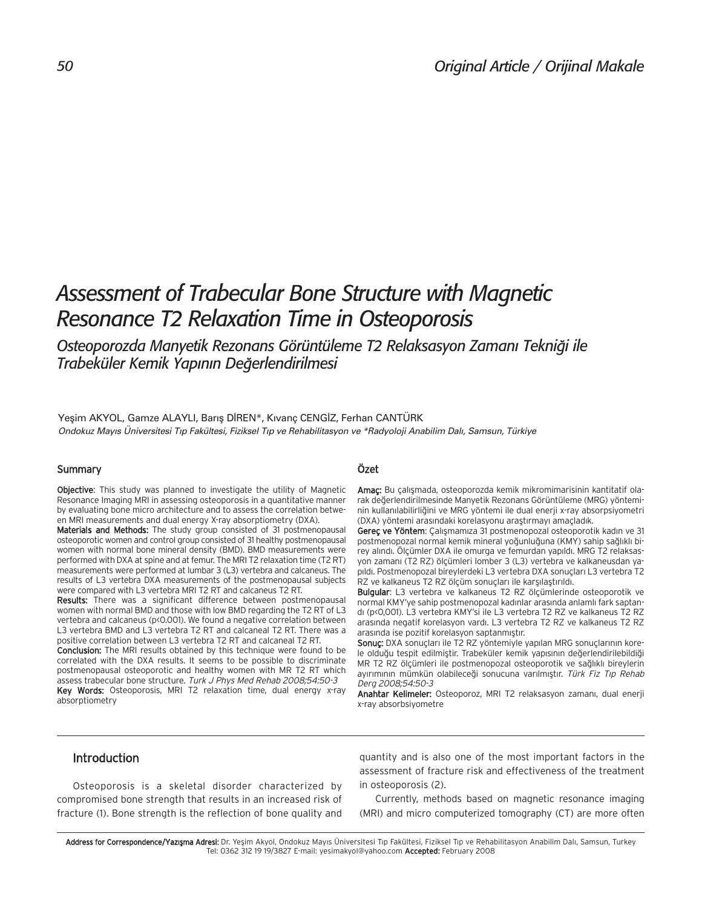Original Article / Orijinal Makale

# Assessment of Trabecular Bone Structure with Magnetic Resonance T2 Relaxation Time in Osteoporosis

## Osteoporozda Manyetik Rezonans Görüntüleme T2 Relaksasyon Zamanı Tekniği ile Trabeküler Kemik Yapının Değerlendirilmesi

Yeşim AKYOL, Gamze ALAYLI, Barış DİREN*, Kıvanç CENGİZ, Ferhan CANTÜRK

*Ondokuz Mayıs Üniversitesi Tıp Fakültesi, Fiziksel Tıp ve Rehabilitasyon ve *Radyoloji Anabilim Dalı, Samsun, Türkiye*

### Summary

**Objective:** This study was planned to investigate the utility of Magnetic Resonance Imaging MRI in assessing osteoporosis in a quantitative manner by evaluating bone micro architecture and to assess the correlation between MRI measurements and dual energy X-ray absorptiometry (DXA).

**Materials and Methods:** The study group consisted of 31 postmenopausal osteoporotic women and control group consisted of 31 healthy postmenopausal women with normal bone mineral density (BMD). BMD measurements were performed with DXA at spine and at femur. The MRI T2 relaxation time (T2 RT) measurements were performed at lumbar 3 (L3) vertebra and calcaneus. The results of L3 vertebra DXA measurements of the postmenopausal subjects were compared with L3 vertebra MRI T2 RT and calcaneus T2 RT.

**Results:** There was a significant difference between postmenopausal women with normal BMD and those with low BMD regarding the T2 RT of L3 vertebra and calcaneus ($p<0.001$). We found a negative correlation between L3 vertebra BMD and L3 vertebra T2 RT and calcaneal T2 RT. There was a positive correlation between L3 vertebra T2 RT and calcaneal T2 RT.

**Conclusion:** The MRI results obtained by this technique were found to be correlated with the DXA results. It seems to be possible to discriminate postmenopausal osteoporotic and healthy women with MR T2 RT which assess trabecular bone structure. *Turk J Phys Med Rehab 2008;54:50-3*

**Key Words:** Osteoporosis, MRI T2 relaxation time, dual energy x-ray absorptiometry

### Özet

**Amaç:** Bu çalışmada, osteoporozda kemik mikromimarisinin kantitatif olarak değerlendirilmesinde Manyetik Rezonans Görüntüleme (MRG) yönteminin kullanılabilirliğini ve MRG yöntemi ile dual enerji x-ray absorpsiyometri (DXA) yöntemi arasındaki korelasyonu araştırmayı amaçladık.

**Gereç ve Yöntem**: Çalışmamıza 31 postmenopozal osteoporotik kadın ve 31 postmenopozal normal kemik mineral yoğunluğuna (KMY) sahip sağlıklı birey alındı. Ölçümler DXA ile omurga ve femurdan yapıldı. MRG T2 relaksasyon zamanı (T2 RZ) ölçümleri lomber 3 (L3) vertebra ve kalkaneusdan yapıldı. Postmenopozal bireylerdeki L3 vertebra DXA sonuçları L3 vertebra T2 RZ ve kalkaneus T2 RZ ölçüm sonuçları ile karşılaştırıldı.

**Bulgular**: L3 vertebra ve kalkaneus T2 RZ ölçümlerinde osteoporotik ve normal KMY'ye sahip postmenopozal kadınlar arasında anlamlı fark saptandı ($p<0,001$). L3 vertebra KMY'si ile L3 vertebra T2 RZ ve kalkaneus T2 RZ arasında negatif korelasyon vardı. L3 vertebra T2 RZ ve kalkaneus T2 RZ arasında ise pozitif korelasyon saptanmıştır.

**Sonuç:** DXA sonuçları ile T2 RZ yöntemiyle yapılan MRG sonuçlarının korele olduğu tespit edilmiştir. Trabeküler kemik yapısının değerlendirilebildiği MR T2 RZ ölçümleri ile postmenopozal osteoporotik ve sağlıklı bireylerin ayırımının mümkün olabileceği sonucuna varılmıştır. *Türk Fiz Tıp Rehab Derg 2008;54:50-3*

**Anahtar Kelimeler:** Osteoporoz, MRI T2 relaksasyon zamanı, dual enerji x-ray absorbsiyometre

## Introduction

Osteoporosis is a skeletal disorder characterized by compromised bone strength that results in an increased risk of fracture (1). Bone strength is the reflection of bone quality and quantity and is also one of the most important factors in the assessment of fracture risk and effectiveness of the treatment in osteoporosis (2).

Currently, methods based on magnetic resonance imaging (MRI) and micro computerized tomography (CT) are more often

**Address for Correspondence/Yazışma Adresi:** Dr. Yeşim Akyol, Ondokuz Mayıs Üniversitesi Tıp Fakültesi, Fiziksel Tıp ve Rehabilitasyon Anabilim Dalı, Samsun, Turkey Tel: 0362 312 19 19/3827 E-mail: yesimakyol@yahoo.com **Accepted:** February 2008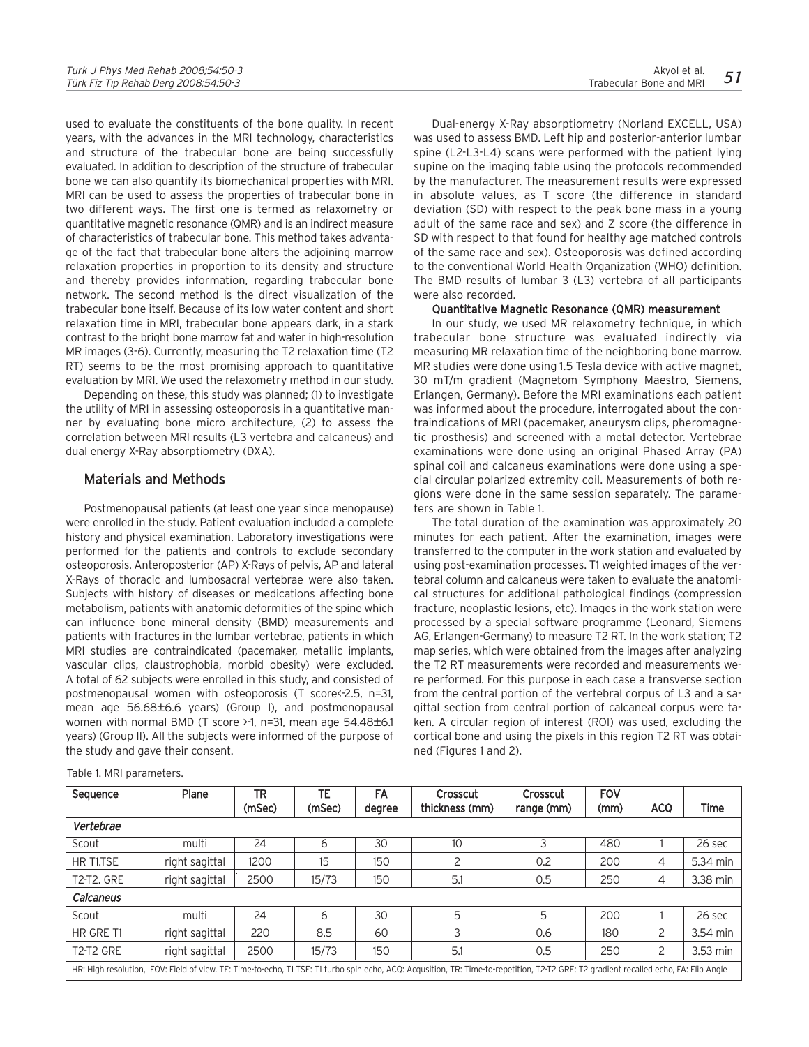used to evaluate the constituents of the bone quality. In recent years, with the advances in the MRI technology, characteristics and structure of the trabecular bone are being successfully evaluated. In addition to description of the structure of trabecular bone we can also quantify its biomechanical properties with MRI. MRI can be used to assess the properties of trabecular bone in two different ways. The first one is termed as relaxometry or quantitative magnetic resonance (QMR) and is an indirect measure of characteristics of trabecular bone. This method takes advantage of the fact that trabecular bone alters the adjoining marrow relaxation properties in proportion to its density and structure and thereby provides information, regarding trabecular bone network. The second method is the direct visualization of the trabecular bone itself. Because of its low water content and short relaxation time in MRI, trabecular bone appears dark, in a stark contrast to the bright bone marrow fat and water in high-resolution MR images (3-6). Currently, measuring the T2 relaxation time (T2 RT) seems to be the most promising approach to quantitative evaluation by MRI. We used the relaxometry method in our study.

Depending on these, this study was planned; (1) to investigate the utility of MRI in assessing osteoporosis in a quantitative manner by evaluating bone micro architecture, (2) to assess the correlation between MRI results (L3 vertebra and calcaneus) and dual energy X-Ray absorptiometry (DXA).

## Materials and Methods

Postmenopausal patients (at least one year since menopause) were enrolled in the study. Patient evaluation included a complete history and physical examination. Laboratory investigations were performed for the patients and controls to exclude secondary osteoporosis. Anteroposterior (AP) X-Rays of pelvis, AP and lateral X-Rays of thoracic and lumbosacral vertebrae were also taken. Subjects with history of diseases or medications affecting bone metabolism, patients with anatomic deformities of the spine which can influence bone mineral density (BMD) measurements and patients with fractures in the lumbar vertebrae, patients in which MRI studies are contraindicated (pacemaker, metallic implants, vascular clips, claustrophobia, morbid obesity) were excluded. A total of 62 subjects were enrolled in this study, and consisted of postmenopausal women with osteoporosis (T score<-2.5, n=31, mean age 56.68±6.6 years) (Group I), and postmenopausal women with normal BMD (T score >-1, n=31, mean age 54.48±6.1 years) (Group II). All the subjects were informed of the purpose of the study and gave their consent.

Dual-energy X-Ray absorptiometry (Norland EXCELL, USA) was used to assess BMD. Left hip and posterior-anterior lumbar spine (L2-L3-L4) scans were performed with the patient lying supine on the imaging table using the protocols recommended by the manufacturer. The measurement results were expressed in absolute values, as T score (the difference in standard deviation (SD) with respect to the peak bone mass in a young adult of the same race and sex) and Z score (the difference in SD with respect to that found for healthy age matched controls of the same race and sex). Osteoporosis was defined according to the conventional World Health Organization (WHO) definition. The BMD results of lumbar 3 (L3) vertebra of all participants were also recorded.

### Quantitative Magnetic Resonance (QMR) measurement

In our study, we used MR relaxometry technique, in which trabecular bone structure was evaluated indirectly via measuring MR relaxation time of the neighboring bone marrow. MR studies were done using 1.5 Tesla device with active magnet, 30 mT/m gradient (Magnetom Symphony Maestro, Siemens, Erlangen, Germany). Before the MRI examinations each patient was informed about the procedure, interrogated about the contraindications of MRI (pacemaker, aneurysm clips, pheromagnetic prosthesis) and screened with a metal detector. Vertebrae examinations were done using an original Phased Array (PA) spinal coil and calcaneus examinations were done using a special circular polarized extremity coil. Measurements of both regions were done in the same session separately. The parameters are shown in Table 1.

The total duration of the examination was approximately 20 minutes for each patient. After the examination, images were transferred to the computer in the work station and evaluated by using post-examination processes. T1 weighted images of the vertebral column and calcaneus were taken to evaluate the anatomical structures for additional pathological findings (compression fracture, neoplastic lesions, etc). Images in the work station were processed by a special software programme (Leonard, Siemens AG, Erlangen-Germany) to measure T2 RT. In the work station; T2 map series, which were obtained from the images after analyzing the T2 RT measurements were recorded and measurements were performed. For this purpose in each case a transverse section from the central portion of the vertebral corpus of L3 and a sagittal section from central portion of calcaneal corpus were taken. A circular region of interest (ROI) was used, excluding the cortical bone and using the pixels in this region T2 RT was obtained (Figures 1 and 2).

Table 1. MRI parameters.

| Sequence | Plane | TR (mSec) | TE (mSec) | FA degree | Crosscut thickness (mm) | Crosscut range (mm) | FOV (mm) | ACQ | Time |
|---|---|---|---|---|---|---|---|---|---|
| *Vertebrae* | | | | | | | | | |
| Scout | multi | 24 | 6 | 30 | 10 | 3 | 480 | 1 | 26 sec |
| HR T1.TSE | right sagittal | 1200 | 15 | 150 | 2 | 0.2 | 200 | 4 | 5.34 min |
| T2-T2. GRE | right sagittal | 2500 | 15/73 | 150 | 5.1 | 0.5 | 250 | 4 | 3.38 min |
| *Calcaneus* | | | | | | | | | |
| Scout | multi | 24 | 6 | 30 | 5 | 5 | 200 | 1 | 26 sec |
| HR GRE T1 | right sagittal | 220 | 8.5 | 60 | 3 | 0.6 | 180 | 2 | 3.54 min |
| T2-T2 GRE | right sagittal | 2500 | 15/73 | 150 | 5.1 | 0.5 | 250 | 2 | 3.53 min |

HR: High resolution, FOV: Field of view, TE: Time-to-echo, T1 TSE: T1 turbo spin echo, ACQ: Acqusition, TR: Time-to-repetition, T2-T2 GRE: T2 gradient recalled echo, FA: Flip Angle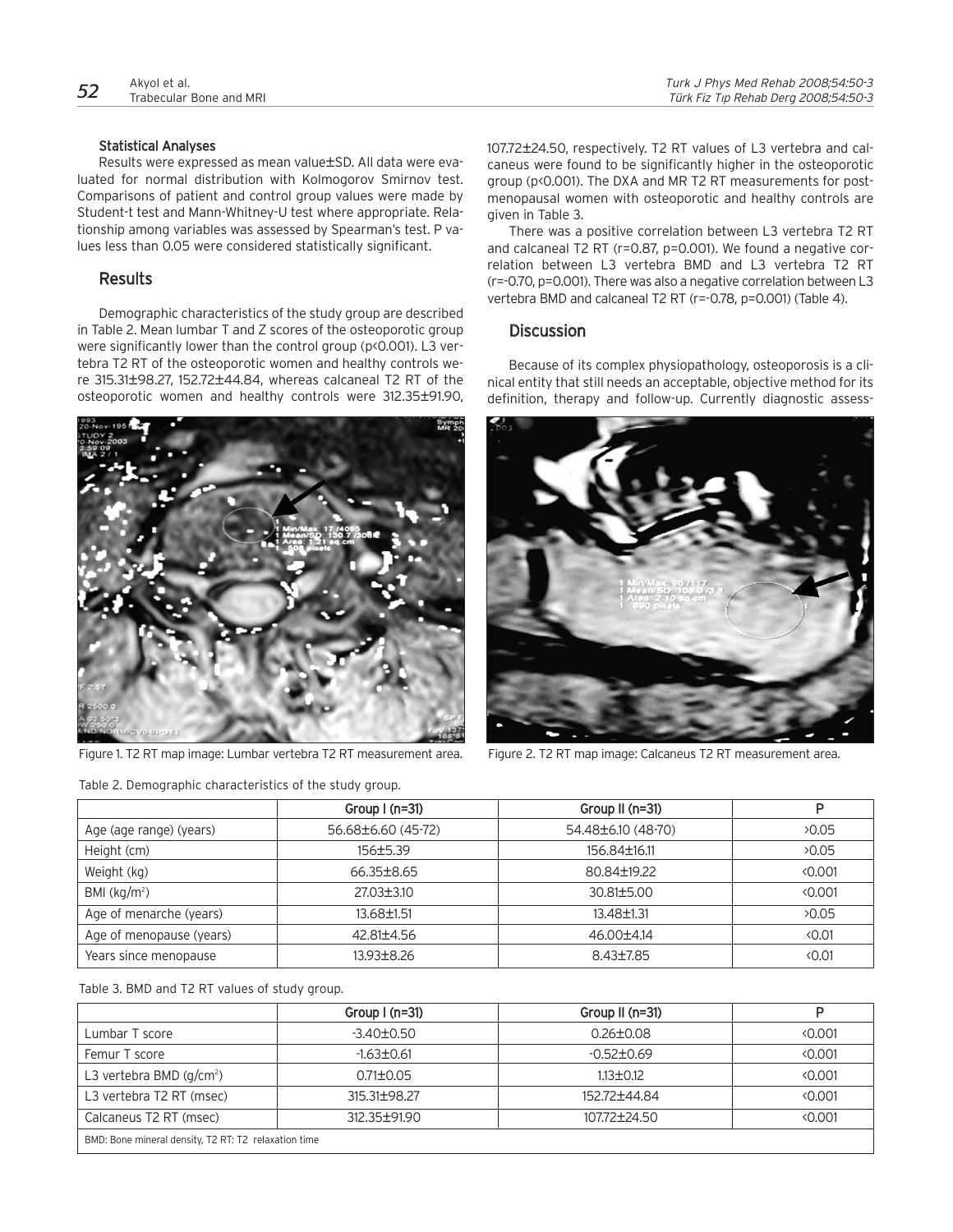### Statistical Analyses

Results were expressed as mean value±SD. All data were evaluated for normal distribution with Kolmogorov Smirnov test. Comparisons of patient and control group values were made by Student-t test and Mann-Whitney-U test where appropriate. Relationship among variables was assessed by Spearman's test. P values less than 0.05 were considered statistically significant.

## Results

Demographic characteristics of the study group are described in Table 2. Mean lumbar T and Z scores of the osteoporotic group were significantly lower than the control group ($p<0.001$). L3 vertebra T2 RT of the osteoporotic women and healthy controls were 315.31±98.27, 152.72±44.84, whereas calcaneal T2 RT of the osteoporotic women and healthy controls were 312.35±91.90, 107.72±24.50, respectively. T2 RT values of L3 vertebra and calcaneus were found to be significantly higher in the osteoporotic group ($p<0.001$). The DXA and MR T2 RT measurements for postmenopausal women with osteoporotic and healthy controls are given in Table 3.

There was a positive correlation between L3 vertebra T2 RT and calcaneal T2 RT ($r=0.87$, $p=0.001$). We found a negative correlation between L3 vertebra BMD and L3 vertebra T2 RT ($r=-0.70$, $p=0.001$). There was also a negative correlation between L3 vertebra BMD and calcaneal T2 RT ($r=-0.78$, $p=0.001$) (Table 4).

## Discussion

Because of its complex physiopathology, osteoporosis is a clinical entity that still needs an acceptable, objective method for its definition, therapy and follow-up. Currently diagnostic assess-

Figure 1. T2 RT map image: Lumbar vertebra T2 RT measurement area.

Figure 2. T2 RT map image: Calcaneus T2 RT measurement area.

Table 2. Demographic characteristics of the study group.

| | Group I (n=31) | Group II (n=31) | P |
|---|---|---|---|
| Age (age range) (years) | 56.68±6.60 (45-72) | 54.48±6.10 (48-70) | >0.05 |
| Height (cm) | 156±5.39 | 156.84±16.11 | >0.05 |
| Weight (kg) | 66.35±8.65 | 80.84±19.22 | <0.001 |
| BMI (kg/m$^2$) | 27.03±3.10 | 30.81±5.00 | <0.001 |
| Age of menarche (years) | 13.68±1.51 | 13.48±1.31 | >0.05 |
| Age of menopause (years) | 42.81±4.56 | 46.00±4.14 | <0.01 |
| Years since menopause | 13.93±8.26 | 8.43±7.85 | <0.01 |

Table 3. BMD and T2 RT values of study group.

| | Group I (n=31) | Group II (n=31) | P |
|---|---|---|---|
| Lumbar T score | -3.40±0.50 | 0.26±0.08 | <0.001 |
| Femur T score | -1.63±0.61 | -0.52±0.69 | <0.001 |
| L3 vertebra BMD (g/cm$^2$) | 0.71±0.05 | 1.13±0.12 | <0.001 |
| L3 vertebra T2 RT (msec) | 315.31±98.27 | 152.72±44.84 | <0.001 |
| Calcaneus T2 RT (msec) | 312.35±91.90 | 107.72±24.50 | <0.001 |

BMD: Bone mineral density, T2 RT: T2 relaxation time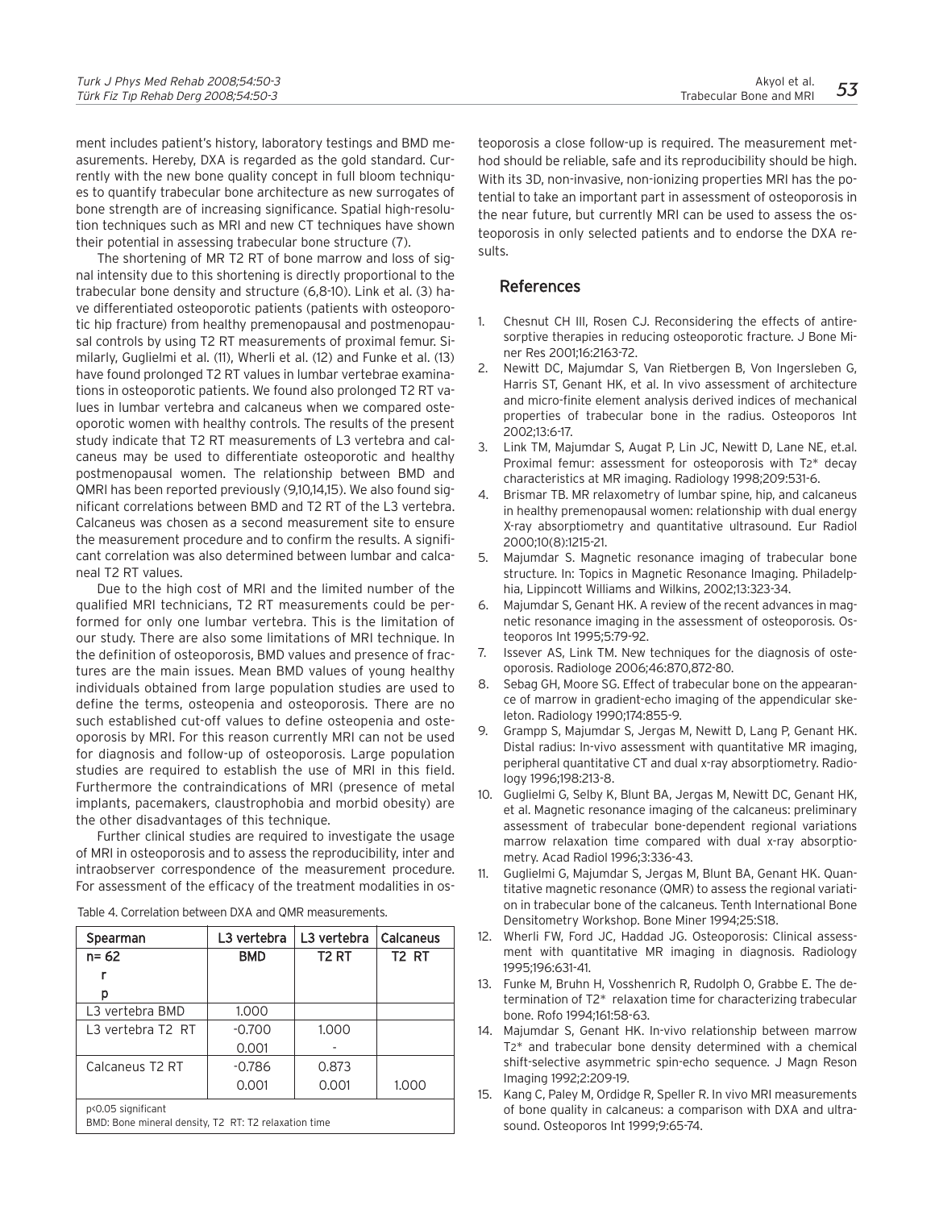ment includes patient's history, laboratory testings and BMD measurements. Hereby, DXA is regarded as the gold standard. Currently with the new bone quality concept in full bloom techniques to quantify trabecular bone architecture as new surrogates of bone strength are of increasing significance. Spatial high-resolution techniques such as MRI and new CT techniques have shown their potential in assessing trabecular bone structure (7).

The shortening of MR T2 RT of bone marrow and loss of signal intensity due to this shortening is directly proportional to the trabecular bone density and structure (6,8-10). Link et al. (3) have differentiated osteoporotic patients (patients with osteoporotic hip fracture) from healthy premenopausal and postmenopausal controls by using T2 RT measurements of proximal femur. Similarly, Guglielmi et al. (11), Wherli et al. (12) and Funke et al. (13) have found prolonged T2 RT values in lumbar vertebrae examinations in osteoporotic patients. We found also prolonged T2 RT values in lumbar vertebra and calcaneus when we compared osteoporotic women with healthy controls. The results of the present study indicate that T2 RT measurements of L3 vertebra and calcaneus may be used to differentiate osteoporotic and healthy postmenopausal women. The relationship between BMD and QMRI has been reported previously (9,10,14,15). We also found significant correlations between BMD and T2 RT of the L3 vertebra. Calcaneus was chosen as a second measurement site to ensure the measurement procedure and to confirm the results. A significant correlation was also determined between lumbar and calcaneal T2 RT values.

Due to the high cost of MRI and the limited number of the qualified MRI technicians, T2 RT measurements could be performed for only one lumbar vertebra. This is the limitation of our study. There are also some limitations of MRI technique. In the definition of osteoporosis, BMD values and presence of fractures are the main issues. Mean BMD values of young healthy individuals obtained from large population studies are used to define the terms, osteopenia and osteoporosis. There are no such established cut-off values to define osteopenia and osteoporosis by MRI. For this reason currently MRI can not be used for diagnosis and follow-up of osteoporosis. Large population studies are required to establish the use of MRI in this field. Furthermore the contraindications of MRI (presence of metal implants, pacemakers, claustrophobia and morbid obesity) are the other disadvantages of this technique.

Further clinical studies are required to investigate the usage of MRI in osteoporosis and to assess the reproducibility, inter and intraobserver correspondence of the measurement procedure. For assessment of the efficacy of the treatment modalities in osteoporosis a close follow-up is required. The measurement method should be reliable, safe and its reproducibility should be high. With its 3D, non-invasive, non-ionizing properties MRI has the potential to take an important part in assessment of osteoporosis in the near future, but currently MRI can be used to assess the osteoporosis in only selected patients and to endorse the DXA results.

Table 4. Correlation between DXA and QMR measurements.

| Spearman | L3 vertebra | L3 vertebra | Calcaneus |
|---|---|---|---|
| n= 62 | BMD | T2 RT | T2 RT |
| r | | | |
| p | | | |
| L3 vertebra BMD | 1.000 | | |
| L3 vertebra T2 RT | -0.700 | 1.000 | |
| | 0.001 | - | |
| Calcaneus T2 RT | -0.786 | 0.873 | |
| | 0.001 | 0.001 | 1.000 |

p<0.05 significant
BMD: Bone mineral density, T2 RT: T2 relaxation time

## References

1. Chesnut CH III, Rosen CJ. Reconsidering the effects of antiresorptive therapies in reducing osteoporotic fracture. J Bone Miner Res 2001;16:2163-72.
2. Newitt DC, Majumdar S, Van Rietbergen B, Von Ingersleben G, Harris ST, Genant HK, et al. In vivo assessment of architecture and micro-finite element analysis derived indices of mechanical properties of trabecular bone in the radius. Osteoporos Int 2002;13:6-17.
3. Link TM, Majumdar S, Augat P, Lin JC, Newitt D, Lane NE, et.al. Proximal femur: assessment for osteoporosis with T2* decay characteristics at MR imaging. Radiology 1998;209:531-6.
4. Brismar TB. MR relaxometry of lumbar spine, hip, and calcaneus in healthy premenopausal women: relationship with dual energy X-ray absorptiometry and quantitative ultrasound. Eur Radiol 2000;10(8):1215-21.
5. Majumdar S. Magnetic resonance imaging of trabecular bone structure. In: Topics in Magnetic Resonance Imaging. Philadelphia, Lippincott Williams and Wilkins, 2002;13:323-34.
6. Majumdar S, Genant HK. A review of the recent advances in magnetic resonance imaging in the assessment of osteoporosis. Osteoporos Int 1995;5:79-92.
7. Issever AS, Link TM. New techniques for the diagnosis of osteoporosis. Radiologe 2006;46:870,872-80.
8. Sebag GH, Moore SG. Effect of trabecular bone on the appearance of marrow in gradient-echo imaging of the appendicular skeleton. Radiology 1990;174:855-9.
9. Grampp S, Majumdar S, Jergas M, Newitt D, Lang P, Genant HK. Distal radius: In-vivo assessment with quantitative MR imaging, peripheral quantitative CT and dual x-ray absorptiometry. Radiology 1996;198:213-8.
10. Guglielmi G, Selby K, Blunt BA, Jergas M, Newitt DC, Genant HK, et al. Magnetic resonance imaging of the calcaneus: preliminary assessment of trabecular bone-dependent regional variations marrow relaxation time compared with dual x-ray absorptiometry. Acad Radiol 1996;3:336-43.
11. Guglielmi G, Majumdar S, Jergas M, Blunt BA, Genant HK. Quantitative magnetic resonance (QMR) to assess the regional variation in trabecular bone of the calcaneus. Tenth International Bone Densitometry Workshop. Bone Miner 1994;25:S18.
12. Wherli FW, Ford JC, Haddad JG. Osteoporosis: Clinical assessment with quantitative MR imaging in diagnosis. Radiology 1995;196:631-41.
13. Funke M, Bruhn H, Vosshenrich R, Rudolph O, Grabbe E. The determination of T2* relaxation time for characterizing trabecular bone. Rofo 1994;161:58-63.
14. Majumdar S, Genant HK. In-vivo relationship between marrow T2* and trabecular bone density determined with a chemical shift-selective asymmetric spin-echo sequence. J Magn Reson Imaging 1992;2:209-19.
15. Kang C, Paley M, Ordidge R, Speller R. In vivo MRI measurements of bone quality in calcaneus: a comparison with DXA and ultrasound. Osteoporos Int 1999;9:65-74.